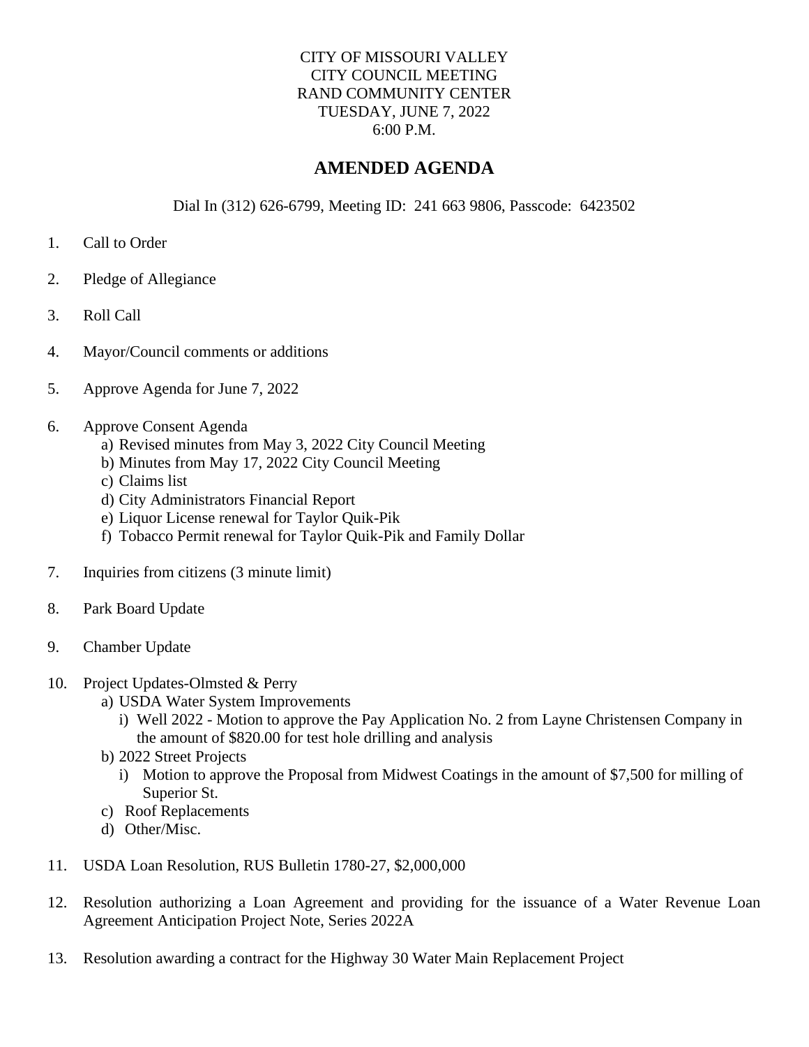CITY OF MISSOURI VALLEY
CITY COUNCIL MEETING
RAND COMMUNITY CENTER
TUESDAY, JUNE 7, 2022
6:00 P.M.

# AMENDED AGENDA

Dial In (312) 626-6799, Meeting ID: 241 663 9806, Passcode: 6423502

1. Call to Order

2. Pledge of Allegiance

3. Roll Call

4. Mayor/Council comments or additions

5. Approve Agenda for June 7, 2022

6. Approve Consent Agenda
   a) Revised minutes from May 3, 2022 City Council Meeting
   b) Minutes from May 17, 2022 City Council Meeting
   c) Claims list
   d) City Administrators Financial Report
   e) Liquor License renewal for Taylor Quik-Pik
   f) Tobacco Permit renewal for Taylor Quik-Pik and Family Dollar

7. Inquiries from citizens (3 minute limit)

8. Park Board Update

9. Chamber Update

10. Project Updates-Olmsted & Perry
    a) USDA Water System Improvements
       i) Well 2022 - Motion to approve the Pay Application No. 2 from Layne Christensen Company in the amount of $820.00 for test hole drilling and analysis
    b) 2022 Street Projects
       i) Motion to approve the Proposal from Midwest Coatings in the amount of $7,500 for milling of Superior St.
    c) Roof Replacements
    d) Other/Misc.

11. USDA Loan Resolution, RUS Bulletin 1780-27, $2,000,000

12. Resolution authorizing a Loan Agreement and providing for the issuance of a Water Revenue Loan Agreement Anticipation Project Note, Series 2022A

13. Resolution awarding a contract for the Highway 30 Water Main Replacement Project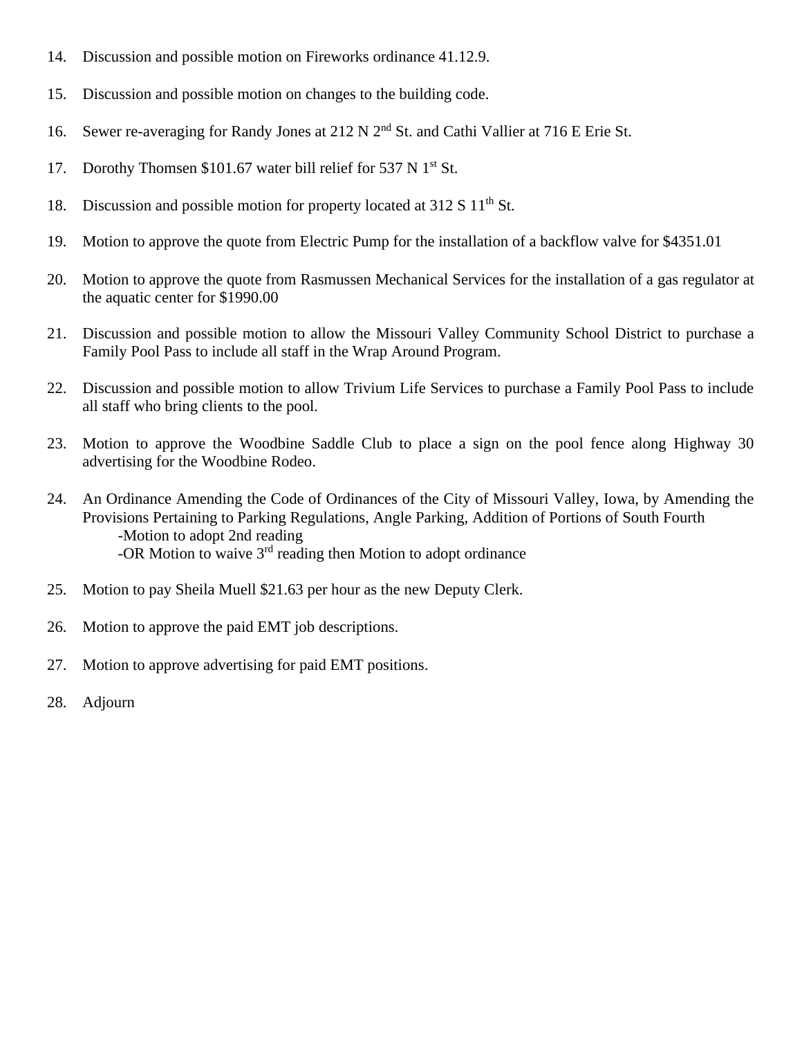14. Discussion and possible motion on Fireworks ordinance 41.12.9.

15. Discussion and possible motion on changes to the building code.

16. Sewer re-averaging for Randy Jones at 212 N 2nd St. and Cathi Vallier at 716 E Erie St.

17. Dorothy Thomsen $101.67 water bill relief for 537 N 1st St.

18. Discussion and possible motion for property located at 312 S 11th St.

19. Motion to approve the quote from Electric Pump for the installation of a backflow valve for $4351.01

20. Motion to approve the quote from Rasmussen Mechanical Services for the installation of a gas regulator at the aquatic center for $1990.00

21. Discussion and possible motion to allow the Missouri Valley Community School District to purchase a Family Pool Pass to include all staff in the Wrap Around Program.

22. Discussion and possible motion to allow Trivium Life Services to purchase a Family Pool Pass to include all staff who bring clients to the pool.

23. Motion to approve the Woodbine Saddle Club to place a sign on the pool fence along Highway 30 advertising for the Woodbine Rodeo.

24. An Ordinance Amending the Code of Ordinances of the City of Missouri Valley, Iowa, by Amending the Provisions Pertaining to Parking Regulations, Angle Parking, Addition of Portions of South Fourth
    - -Motion to adopt 2nd reading
    - -OR Motion to waive 3rd reading then Motion to adopt ordinance

25. Motion to pay Sheila Muell $21.63 per hour as the new Deputy Clerk.

26. Motion to approve the paid EMT job descriptions.

27. Motion to approve advertising for paid EMT positions.

28. Adjourn